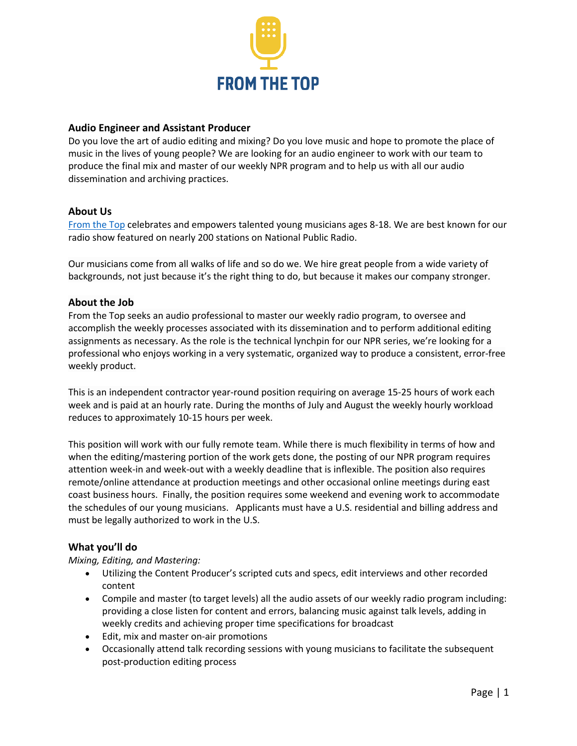FROM THE TOP

## Audio Engineer and Assistant Producer

Do you love the art of audio editing and mixing? Do you love music and hope to promote the place of music in the lives of young people? We are looking for an audio engineer to work with our team to produce the final mix and master of our weekly NPR program and to help us with all our audio dissemination and archiving practices.

### About Us

[From the Top](From the Top) celebrates and empowers talented young musicians ages 8-18. We are best known for our radio show featured on nearly 200 stations on National Public Radio.

Our musicians come from all walks of life and so do we. We hire great people from a wide variety of backgrounds, not just because it's the right thing to do, but because it makes our company stronger.

### About the Job

From the Top seeks an audio professional to master our weekly radio program, to oversee and accomplish the weekly processes associated with its dissemination and to perform additional editing assignments as necessary. As the role is the technical lynchpin for our NPR series, we're looking for a professional who enjoys working in a very systematic, organized way to produce a consistent, error-free weekly product.

This is an independent contractor year-round position requiring on average 15-25 hours of work each week and is paid at an hourly rate. During the months of July and August the weekly hourly workload reduces to approximately 10-15 hours per week.

This position will work with our fully remote team. While there is much flexibility in terms of how and when the editing/mastering portion of the work gets done, the posting of our NPR program requires attention week-in and week-out with a weekly deadline that is inflexible. The position also requires remote/online attendance at production meetings and other occasional online meetings during east coast business hours. Finally, the position requires some weekend and evening work to accommodate the schedules of our young musicians. Applicants must have a U.S. residential and billing address and must be legally authorized to work in the U.S.

### What you'll do

*Mixing, Editing, and Mastering:*

- Utilizing the Content Producer's scripted cuts and specs, edit interviews and other recorded content
- Compile and master (to target levels) all the audio assets of our weekly radio program including: providing a close listen for content and errors, balancing music against talk levels, adding in weekly credits and achieving proper time specifications for broadcast
- Edit, mix and master on-air promotions
- Occasionally attend talk recording sessions with young musicians to facilitate the subsequent post-production editing process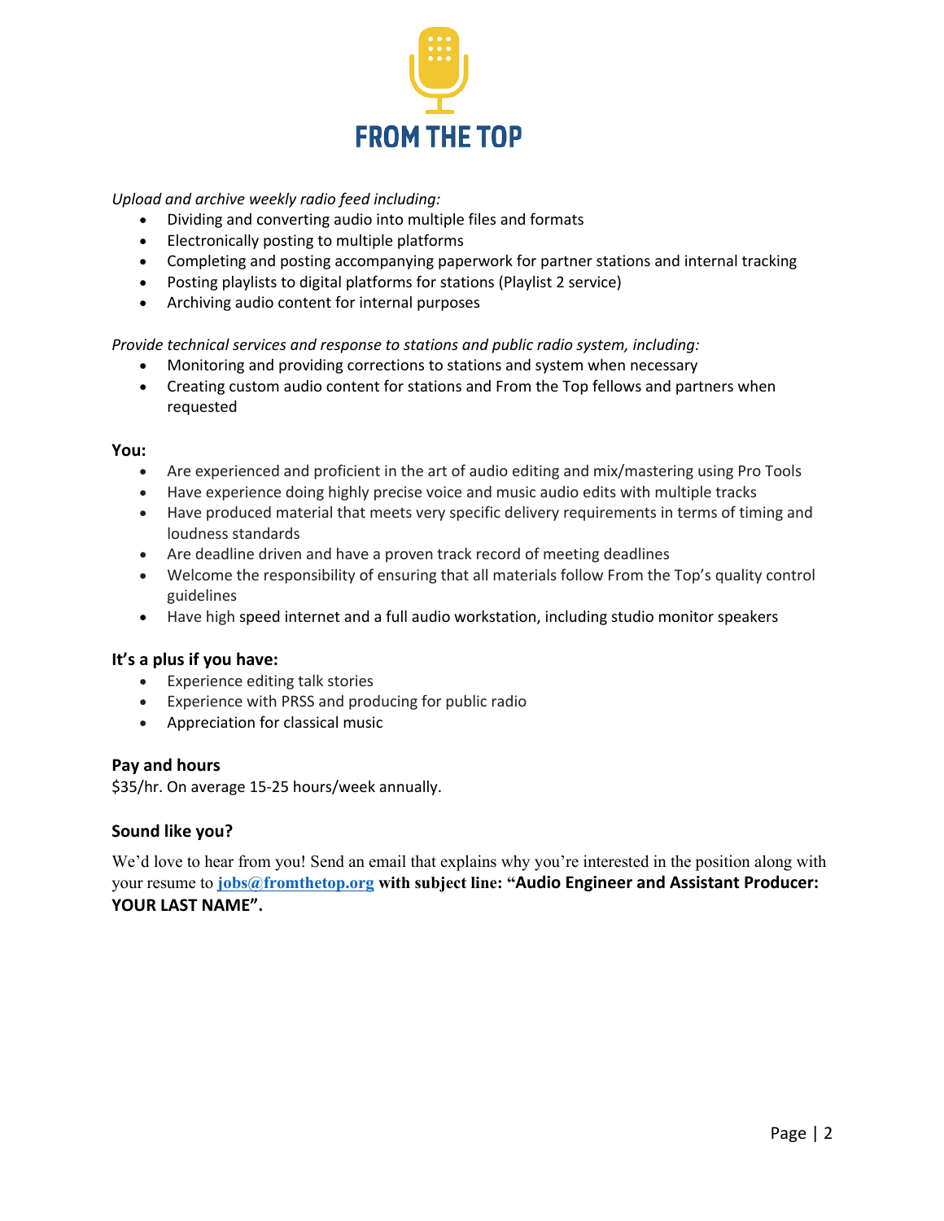FROM THE TOP

*Upload and archive weekly radio feed including:*

- Dividing and converting audio into multiple files and formats
- Electronically posting to multiple platforms
- Completing and posting accompanying paperwork for partner stations and internal tracking
- Posting playlists to digital platforms for stations (Playlist 2 service)
- Archiving audio content for internal purposes

*Provide technical services and response to stations and public radio system, including:*

- Monitoring and providing corrections to stations and system when necessary
- Creating custom audio content for stations and From the Top fellows and partners when requested

**You:**

- Are experienced and proficient in the art of audio editing and mix/mastering using Pro Tools
- Have experience doing highly precise voice and music audio edits with multiple tracks
- Have produced material that meets very specific delivery requirements in terms of timing and loudness standards
- Are deadline driven and have a proven track record of meeting deadlines
- Welcome the responsibility of ensuring that all materials follow From the Top's quality control guidelines
- Have high speed internet and a full audio workstation, including studio monitor speakers

**It's a plus if you have:**

- Experience editing talk stories
- Experience with PRSS and producing for public radio
- Appreciation for classical music

**Pay and hours**

$35/hr. On average 15-25 hours/week annually.

**Sound like you?**

We'd love to hear from you! Send an email that explains why you're interested in the position along with your resume to **jobs@fromthetop.org** **with subject line: "Audio Engineer and Assistant Producer: YOUR LAST NAME".**